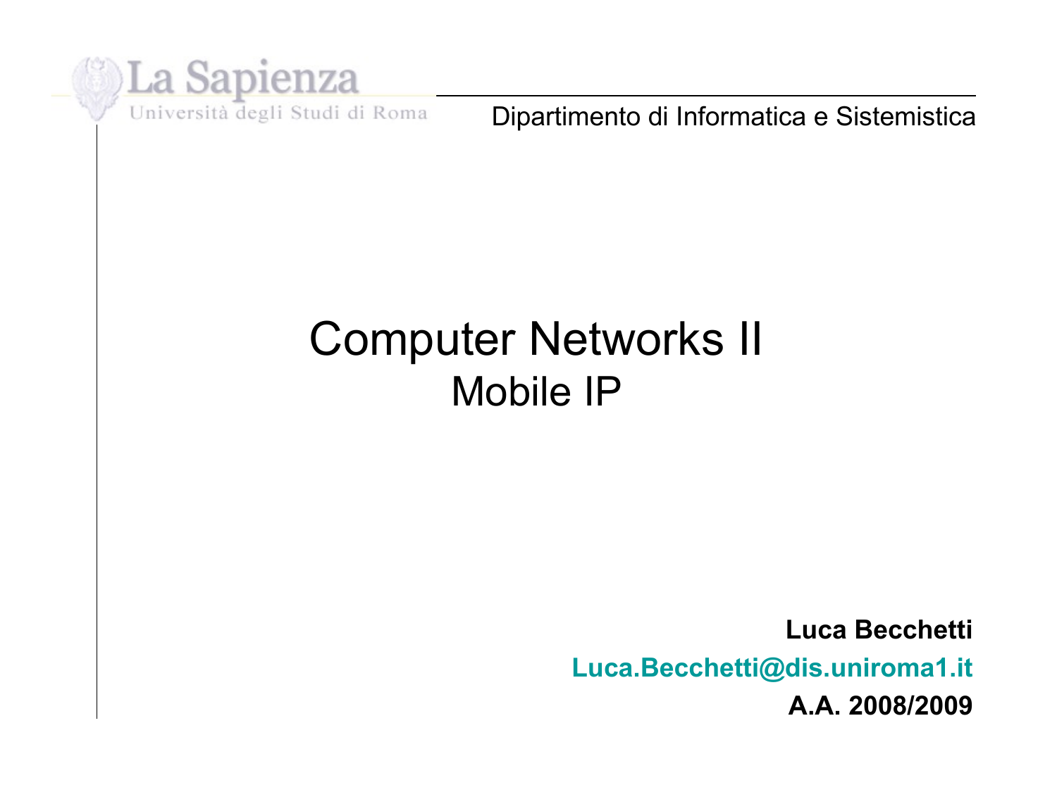La Sapienza

Università degli Studi di Roma

Dipartimento di Informatica e Sistemistica

# Computer Networks II

## Mobile IP

**Luca Becchetti**

**Luca.Becchetti@dis.uniroma1.it**

**A.A. 2008/2009**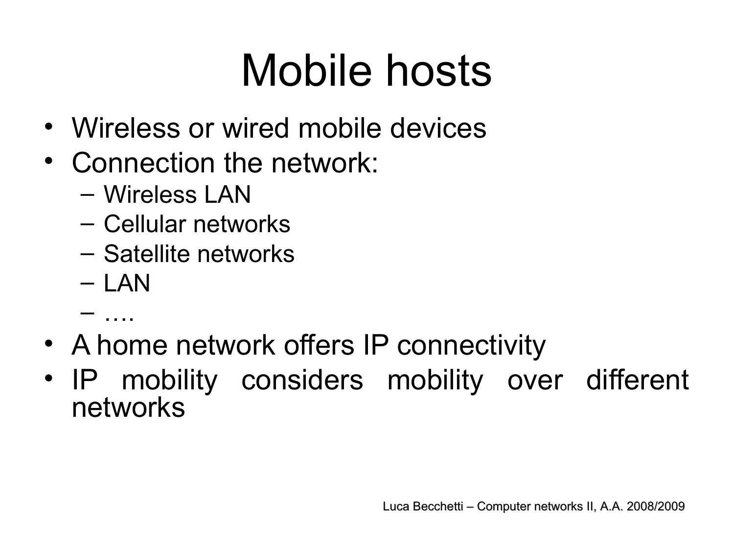# Mobile hosts

- Wireless or wired mobile devices
- Connection the network:
  - Wireless LAN
  - Cellular networks
  - Satellite networks
  - LAN
  - ….
- A home network offers IP connectivity
- IP mobility considers mobility over different networks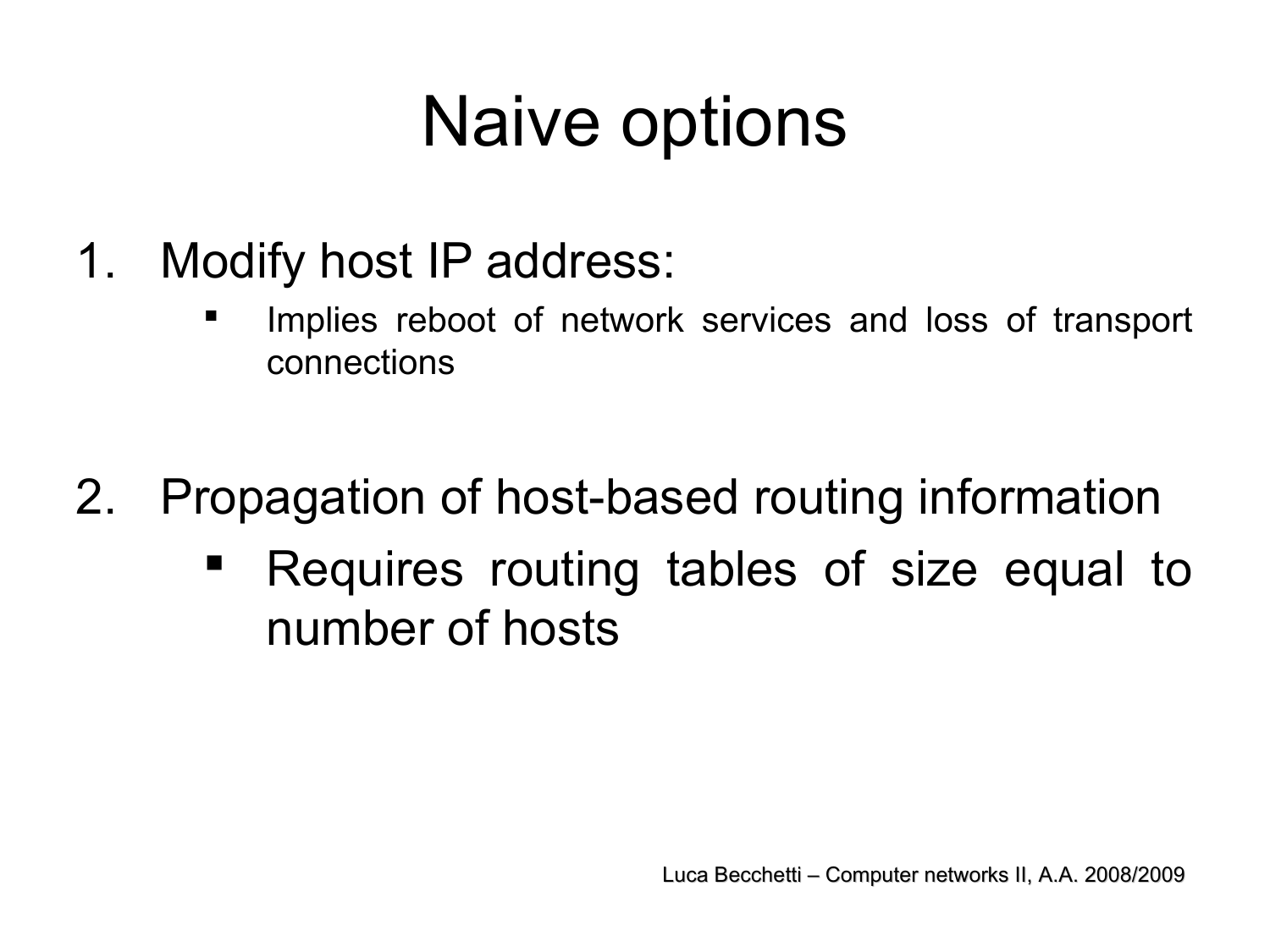# Naive options

1. Modify host IP address:
   - Implies reboot of network services and loss of transport connections

2. Propagation of host-based routing information
   - Requires routing tables of size equal to number of hosts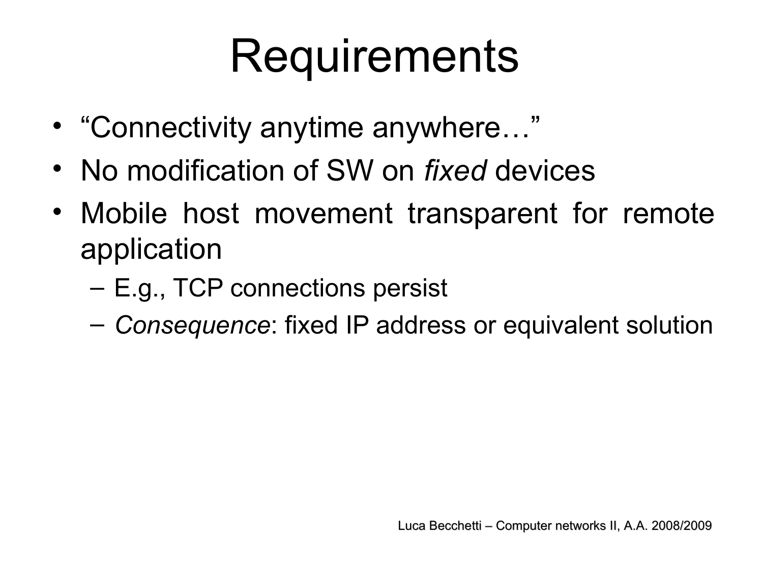# Requirements

- "Connectivity anytime anywhere…"
- No modification of SW on *fixed* devices
- Mobile host movement transparent for remote application
  - E.g., TCP connections persist
  - *Consequence*: fixed IP address or equivalent solution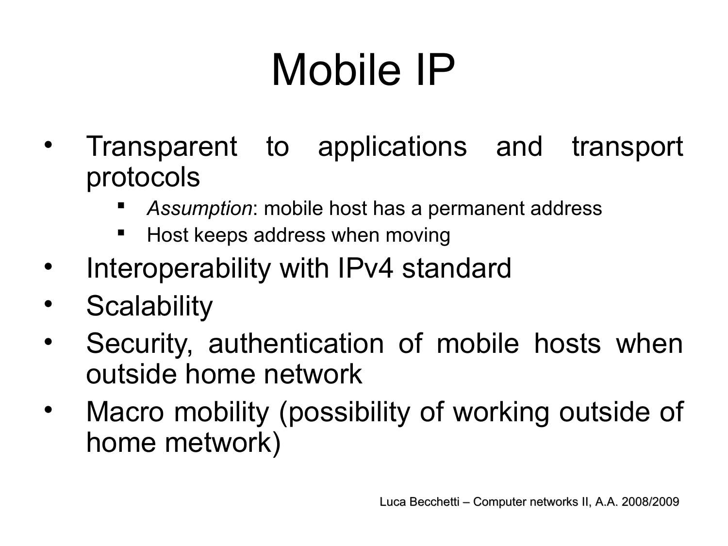# Mobile IP

- Transparent to applications and transport protocols
  - *Assumption*: mobile host has a permanent address
  - Host keeps address when moving
- Interoperability with IPv4 standard
- Scalability
- Security, authentication of mobile hosts when outside home network
- Macro mobility (possibility of working outside of home metwork)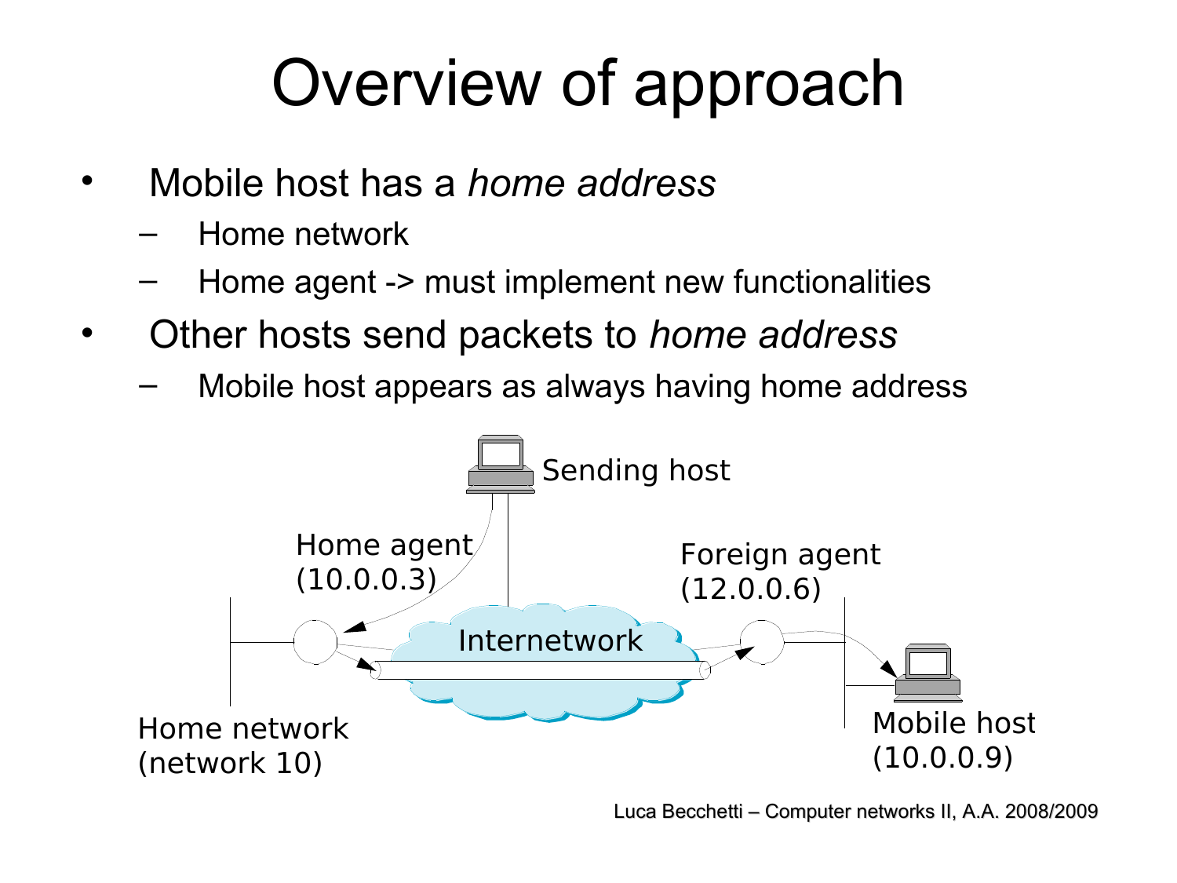# Overview of approach

- Mobile host has a *home address*
  - Home network
  - Home agent -> must implement new functionalities
- Other hosts send packets to *home address*
  - Mobile host appears as always having home address

Sending host

Home agent (10.0.0.3)

Foreign agent (12.0.0.6)

Internetwork

Home network (network 10)

Mobile host (10.0.0.9)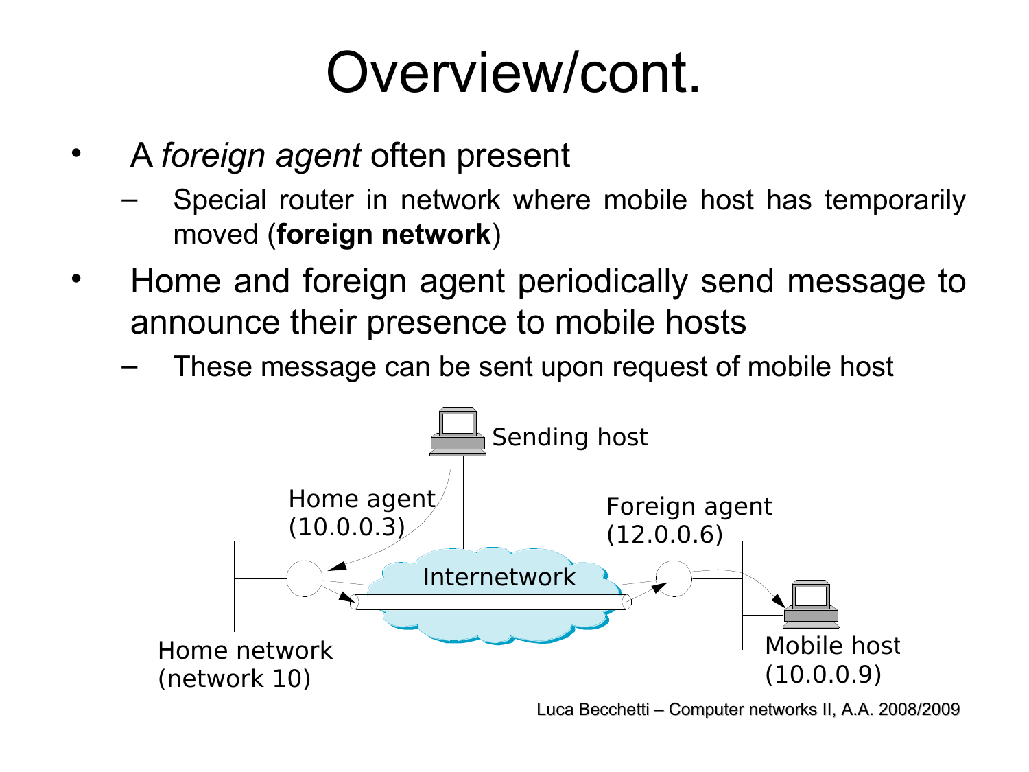# Overview/cont.

- A *foreign agent* often present
  - Special router in network where mobile host has temporarily moved (**foreign network**)
- Home and foreign agent periodically send message to announce their presence to mobile hosts
  - These message can be sent upon request of mobile host

Sending host

Home agent (10.0.0.3)

Foreign agent (12.0.0.6)

Internetwork

Home network (network 10)

Mobile host (10.0.0.9)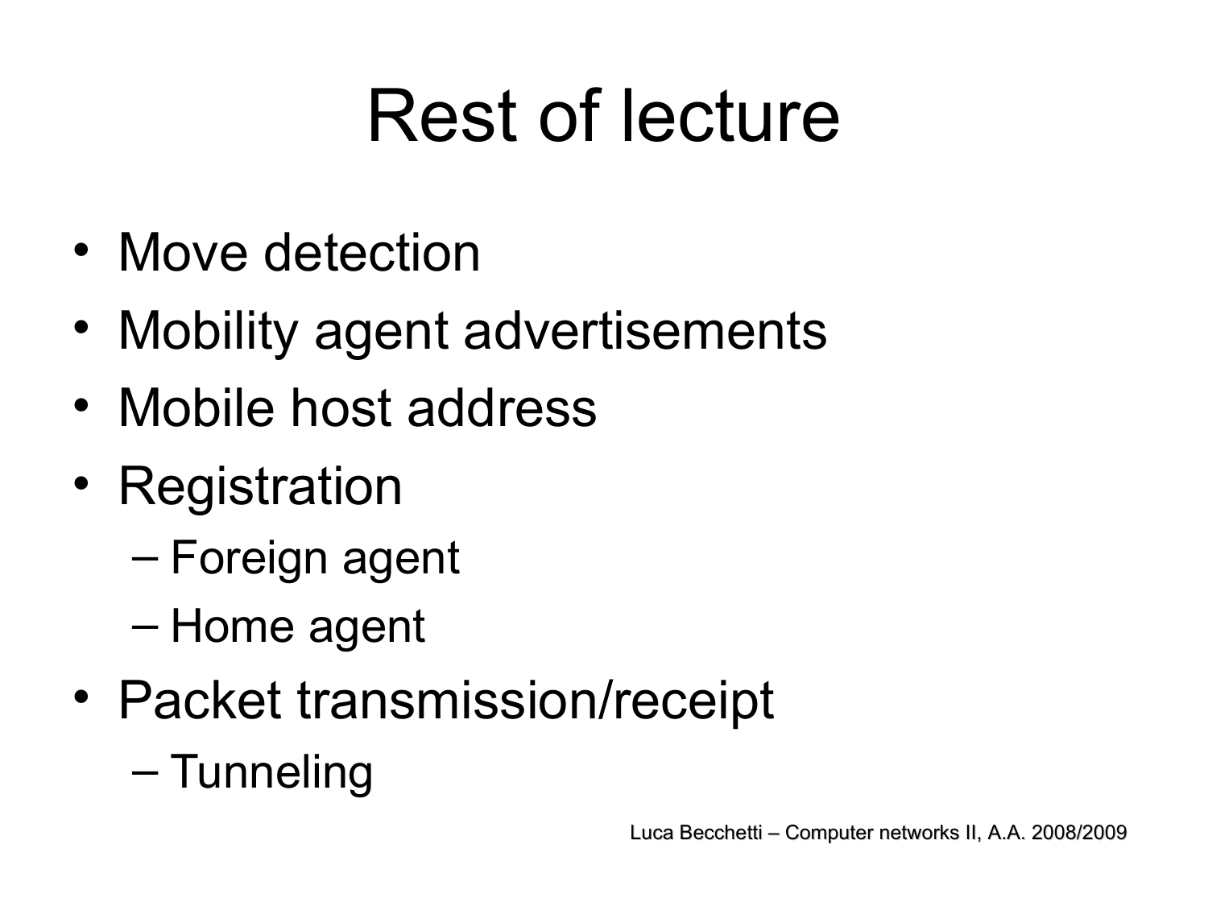# Rest of lecture

- Move detection
- Mobility agent advertisements
- Mobile host address
- Registration
  - Foreign agent
  - Home agent
- Packet transmission/receipt
  - Tunneling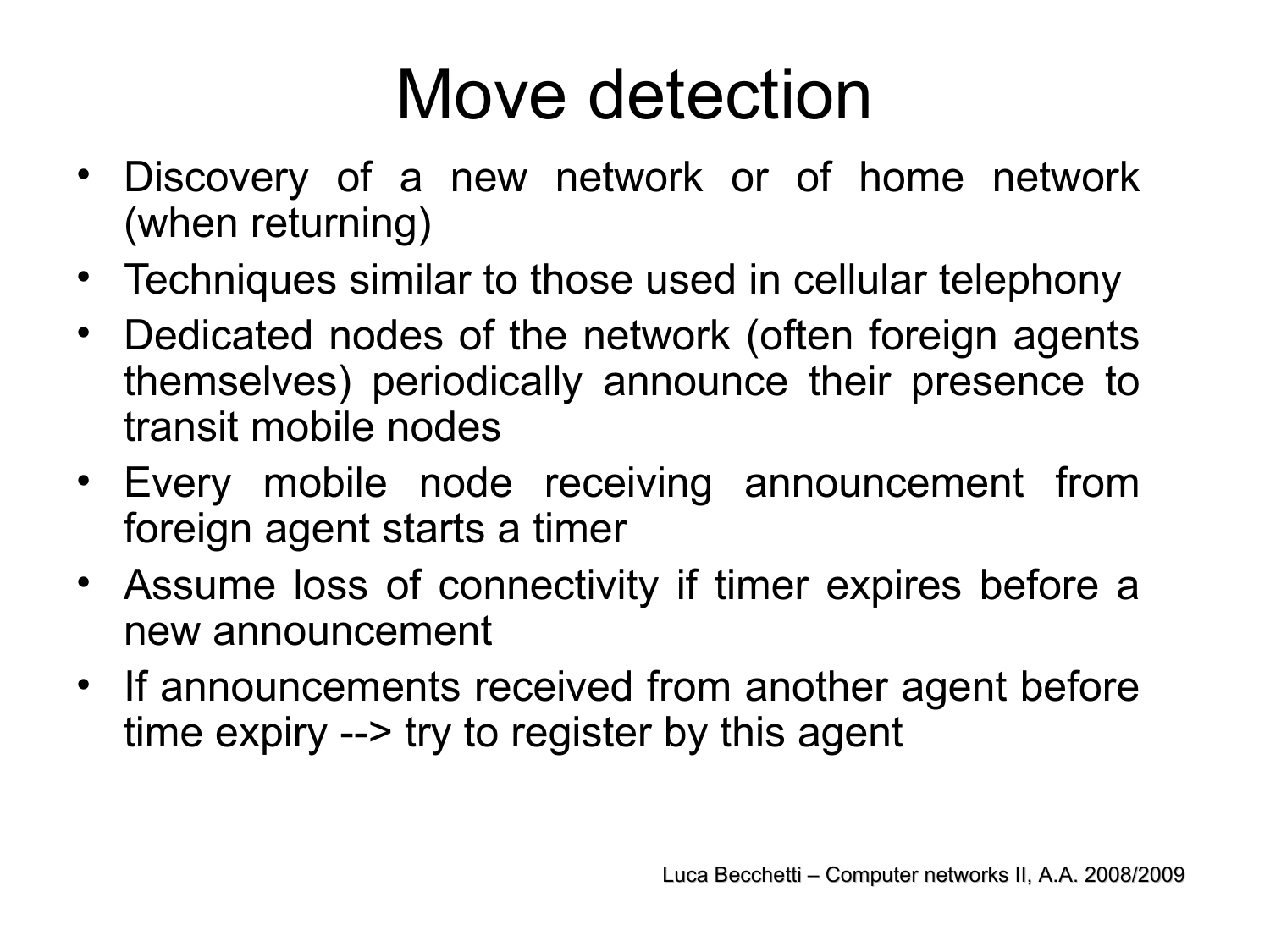# Move detection

- Discovery of a new network or of home network (when returning)
- Techniques similar to those used in cellular telephony
- Dedicated nodes of the network (often foreign agents themselves) periodically announce their presence to transit mobile nodes
- Every mobile node receiving announcement from foreign agent starts a timer
- Assume loss of connectivity if timer expires before a new announcement
- If announcements received from another agent before time expiry --> try to register by this agent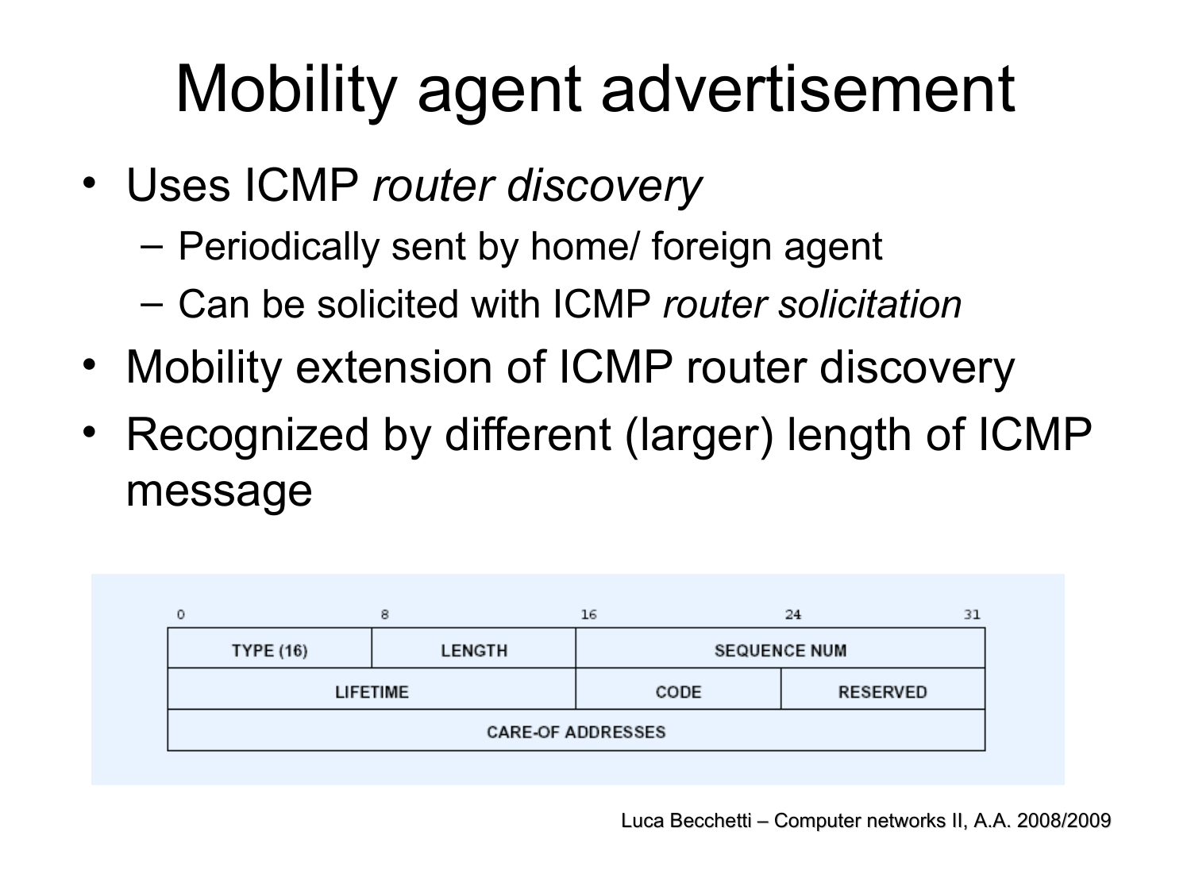# Mobility agent advertisement

- Uses ICMP *router discovery*
  - Periodically sent by home/ foreign agent
  - Can be solicited with ICMP *router solicitation*
- Mobility extension of ICMP router discovery
- Recognized by different (larger) length of ICMP message

| 0–7 | 8–15 | 16–23 | 24–31 |
|---|---|---|---|
| TYPE (16) | LENGTH | SEQUENCE NUM | |
| LIFETIME | | CODE | RESERVED |
| CARE-OF ADDRESSES | | | |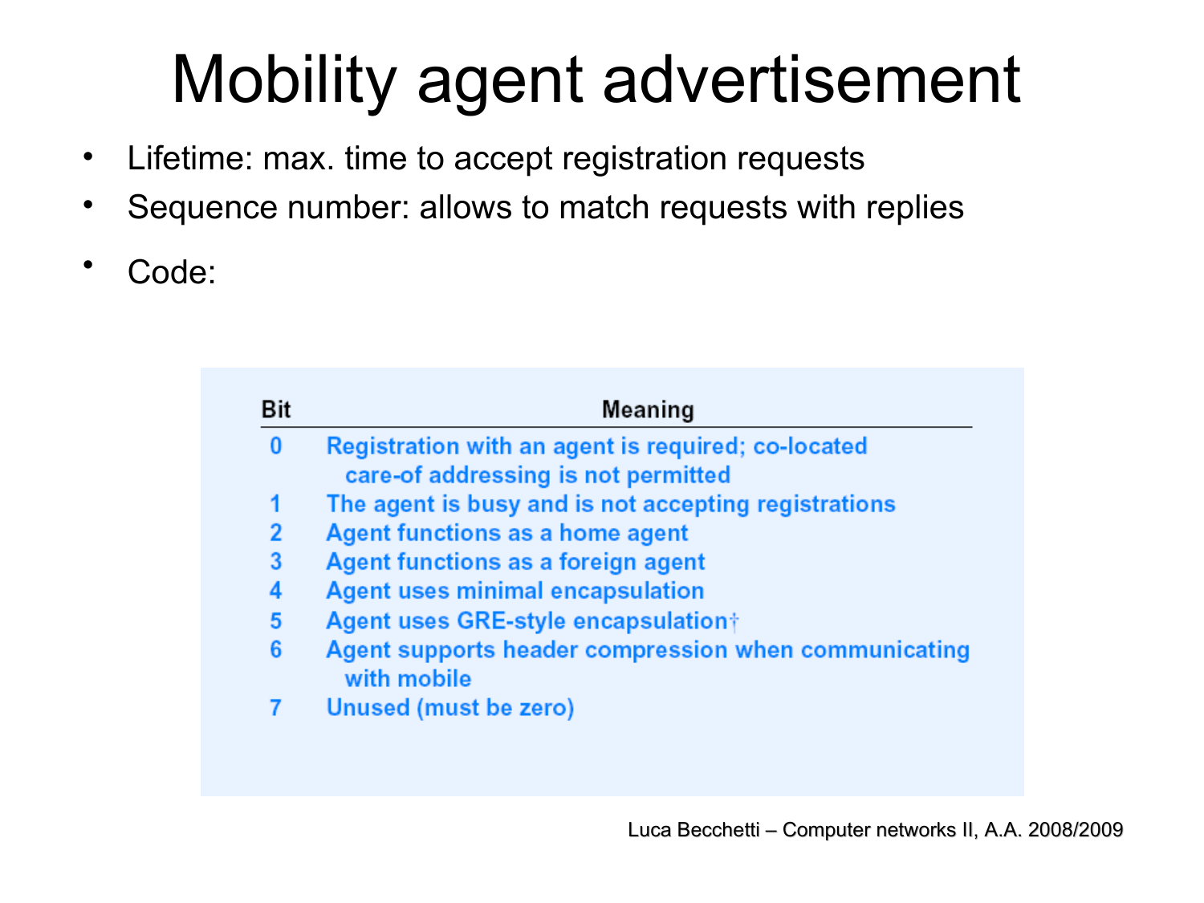# Mobility agent advertisement

- Lifetime: max. time to accept registration requests
- Sequence number: allows to match requests with replies
- Code:

| Bit | Meaning |
| --- | --- |
| 0 | Registration with an agent is required; co-located care-of addressing is not permitted |
| 1 | The agent is busy and is not accepting registrations |
| 2 | Agent functions as a home agent |
| 3 | Agent functions as a foreign agent |
| 4 | Agent uses minimal encapsulation |
| 5 | Agent uses GRE-style encapsulation† |
| 6 | Agent supports header compression when communicating with mobile |
| 7 | Unused (must be zero) |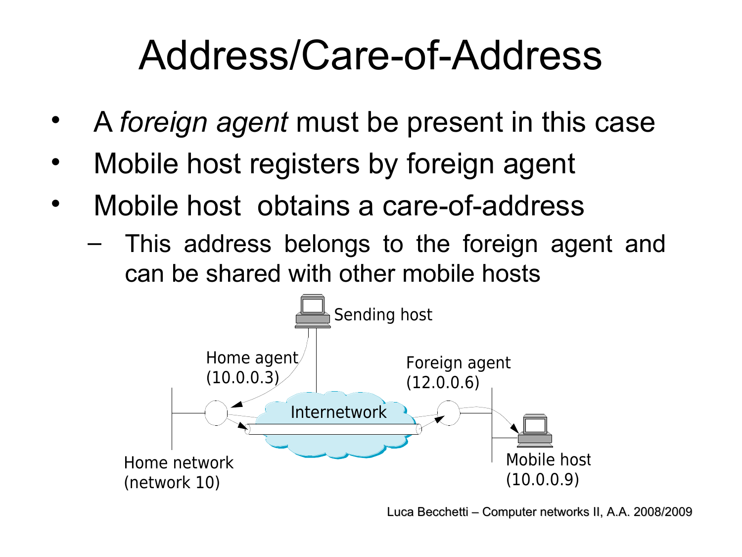# Address/Care-of-Address

- A *foreign agent* must be present in this case
- Mobile host registers by foreign agent
- Mobile host obtains a care-of-address
  - This address belongs to the foreign agent and can be shared with other mobile hosts

Sending host

Home agent (10.0.0.3)

Foreign agent (12.0.0.6)

Internetwork

Home network (network 10)

Mobile host (10.0.0.9)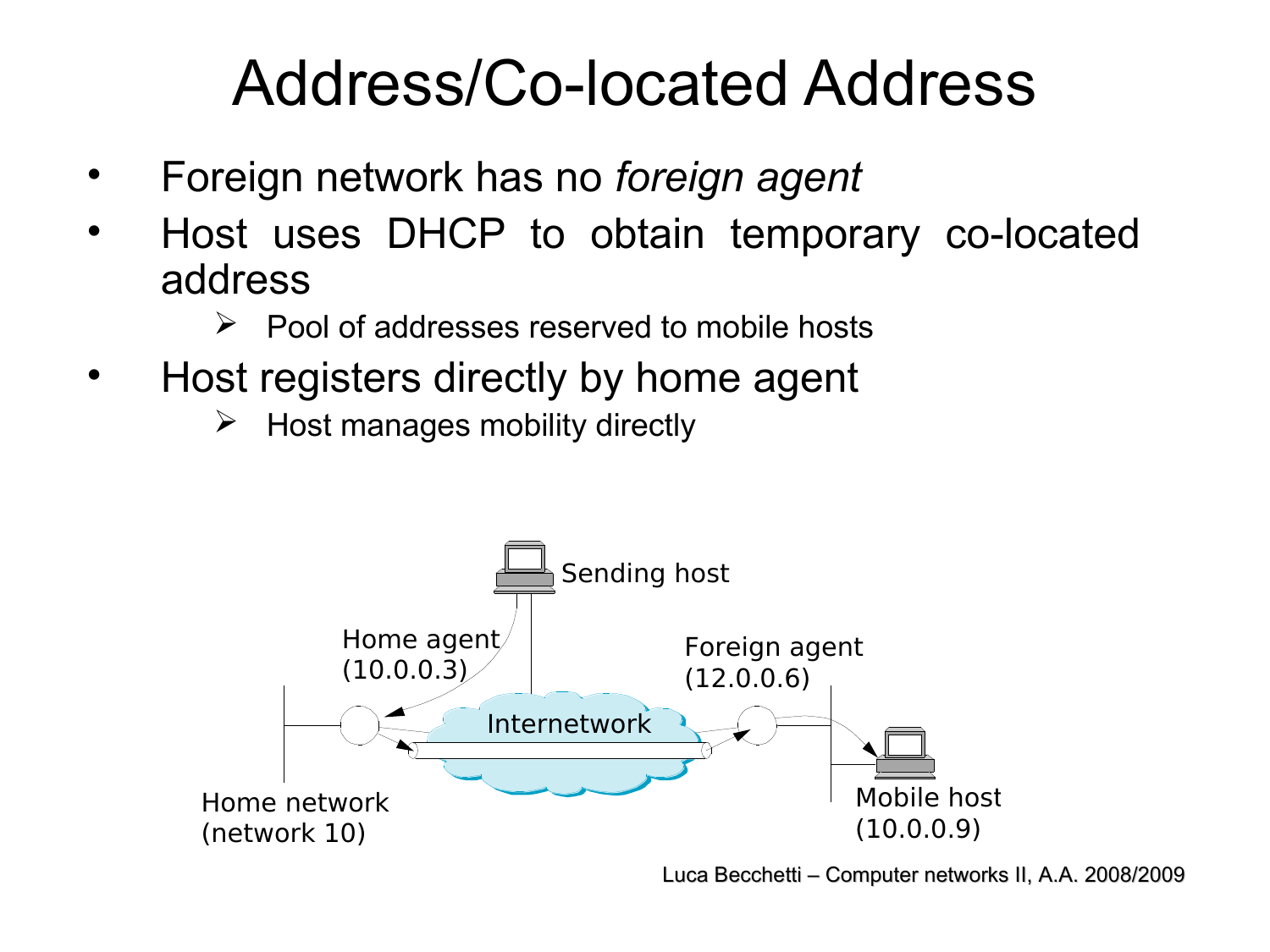# Address/Co-located Address

- Foreign network has no *foreign agent*
- Host uses DHCP to obtain temporary co-located address
  - Pool of addresses reserved to mobile hosts
- Host registers directly by home agent
  - Host manages mobility directly

Sending host

Home agent (10.0.0.3)

Foreign agent (12.0.0.6)

Internetwork

Home network (network 10)

Mobile host (10.0.0.9)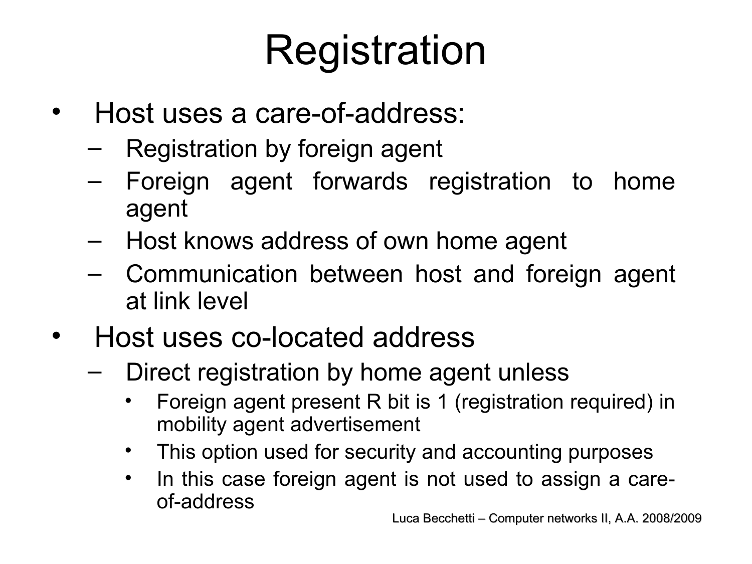# Registration

- Host uses a care-of-address:
  - Registration by foreign agent
  - Foreign agent forwards registration to home agent
  - Host knows address of own home agent
  - Communication between host and foreign agent at link level
- Host uses co-located address
  - Direct registration by home agent unless
    - Foreign agent present R bit is 1 (registration required) in mobility agent advertisement
    - This option used for security and accounting purposes
    - In this case foreign agent is not used to assign a care-of-address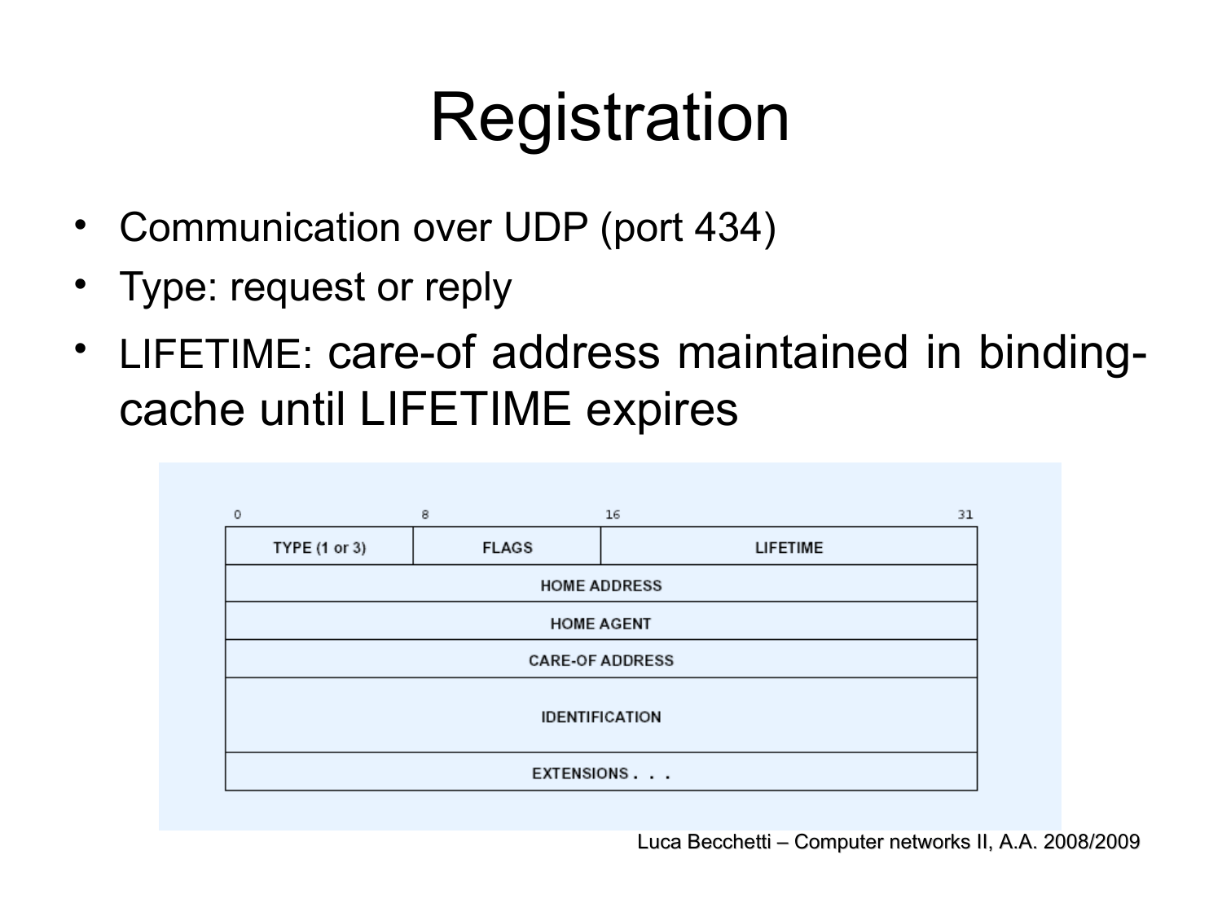# Registration

- Communication over UDP (port 434)
- Type: request or reply
- LIFETIME: care-of address maintained in binding-cache until LIFETIME expires

| 0 — 8 | 8 — 16 | 16 — 31 |
| --- | --- | --- |
| TYPE (1 or 3) | FLAGS | LIFETIME |
| HOME ADDRESS | | |
| HOME AGENT | | |
| CARE-OF ADDRESS | | |
| IDENTIFICATION | | |
| EXTENSIONS . . . | | |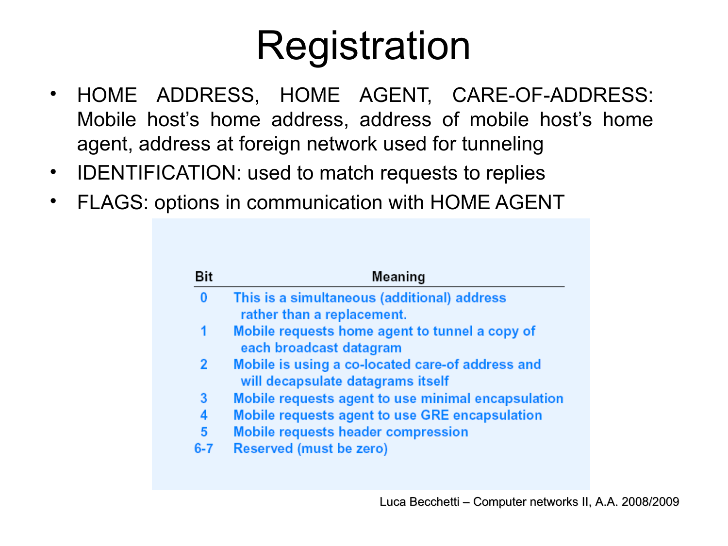# Registration

- HOME ADDRESS, HOME AGENT, CARE-OF-ADDRESS: Mobile host's home address, address of mobile host's home agent, address at foreign network used for tunneling
- IDENTIFICATION: used to match requests to replies
- FLAGS: options in communication with HOME AGENT

| Bit | Meaning |
| --- | --- |
| 0 | This is a simultaneous (additional) address rather than a replacement. |
| 1 | Mobile requests home agent to tunnel a copy of each broadcast datagram |
| 2 | Mobile is using a co-located care-of address and will decapsulate datagrams itself |
| 3 | Mobile requests agent to use minimal encapsulation |
| 4 | Mobile requests agent to use GRE encapsulation |
| 5 | Mobile requests header compression |
| 6-7 | Reserved (must be zero) |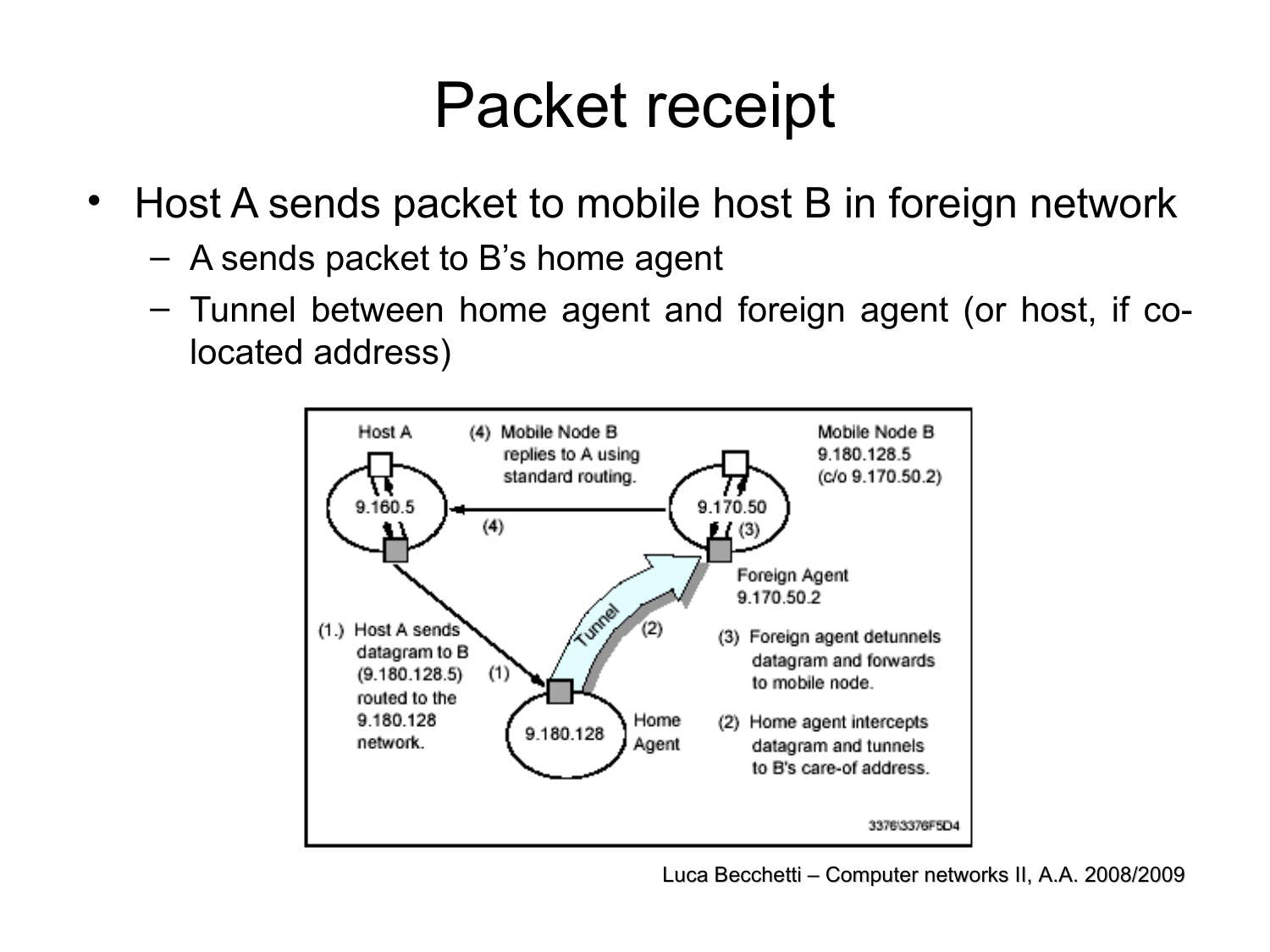# Packet receipt

- Host A sends packet to mobile host B in foreign network
  - A sends packet to B's home agent
  - Tunnel between home agent and foreign agent (or host, if co-located address)

Host A

(4) Mobile Node B replies to A using standard routing.

Mobile Node B
9.180.128.5
(c/o 9.170.50.2)

9.160.5

(4)

9.170.50

(3)

Foreign Agent
9.170.50.2

(1.) Host A sends datagram to B (9.180.128.5) routed to the 9.180.128 network.

(1)

Tunnel

(2)

(3) Foreign agent detunnels datagram and forwards to mobile node.

9.180.128

Home Agent

(2) Home agent intercepts datagram and tunnels to B's care-of address.

3376\3376F5D4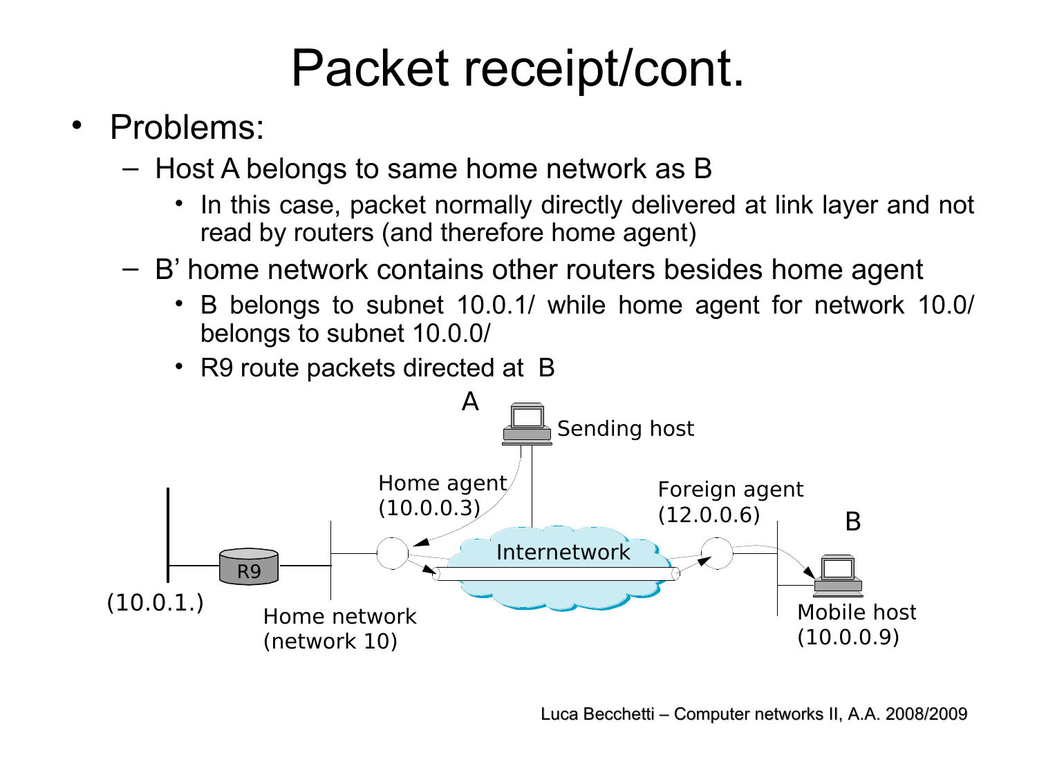# Packet receipt/cont.

- Problems:
  - Host A belongs to same home network as B
    - In this case, packet normally directly delivered at link layer and not read by routers (and therefore home agent)
  - B' home network contains other routers besides home agent
    - B belongs to subnet 10.0.1/ while home agent for network 10.0/ belongs to subnet 10.0.0/
    - R9 route packets directed at B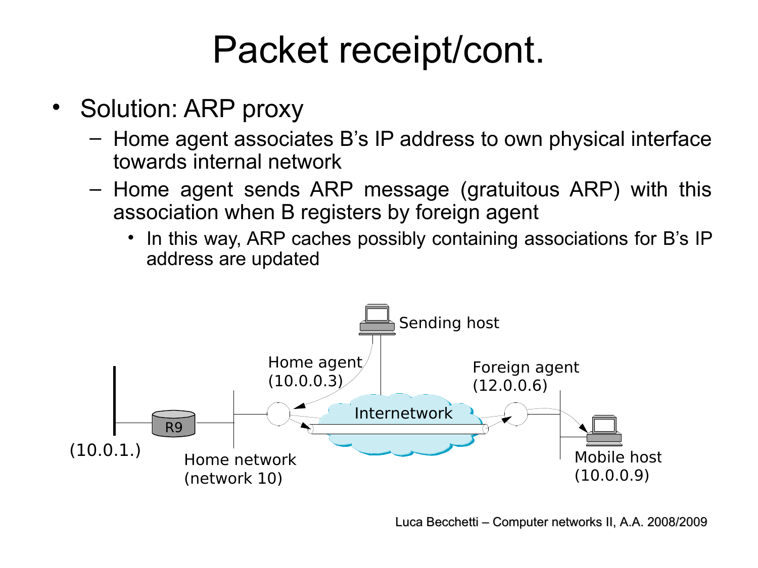# Packet receipt/cont.

- Solution: ARP proxy
  - Home agent associates B's IP address to own physical interface towards internal network
  - Home agent sends ARP message (gratuitous ARP) with this association when B registers by foreign agent
    - In this way, ARP caches possibly containing associations for B's IP address are updated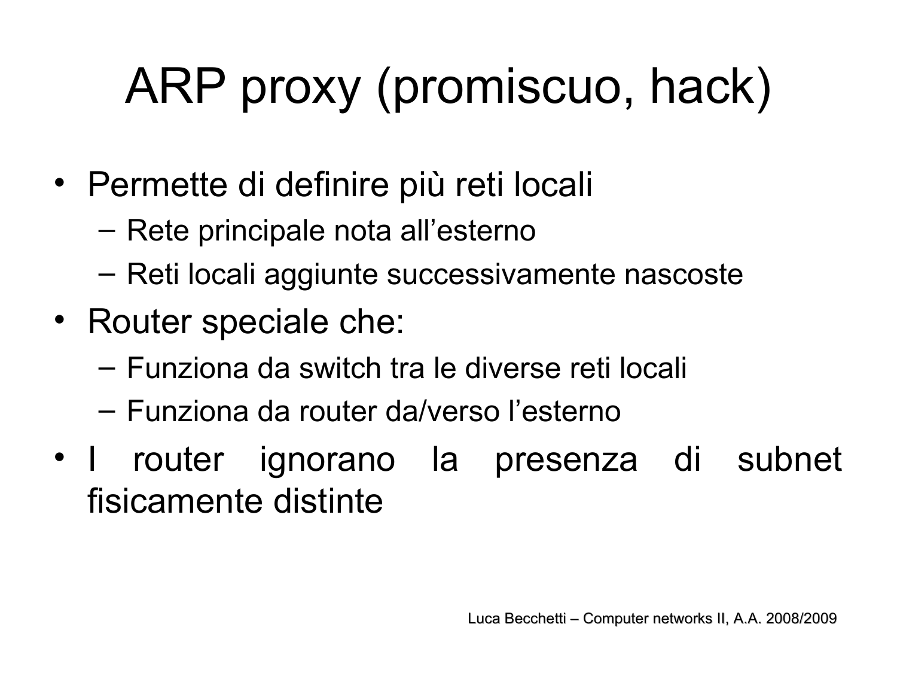# ARP proxy (promiscuo, hack)

- Permette di definire più reti locali
  - Rete principale nota all’esterno
  - Reti locali aggiunte successivamente nascoste
- Router speciale che:
  - Funziona da switch tra le diverse reti locali
  - Funziona da router da/verso l’esterno
- I router ignorano la presenza di subnet fisicamente distinte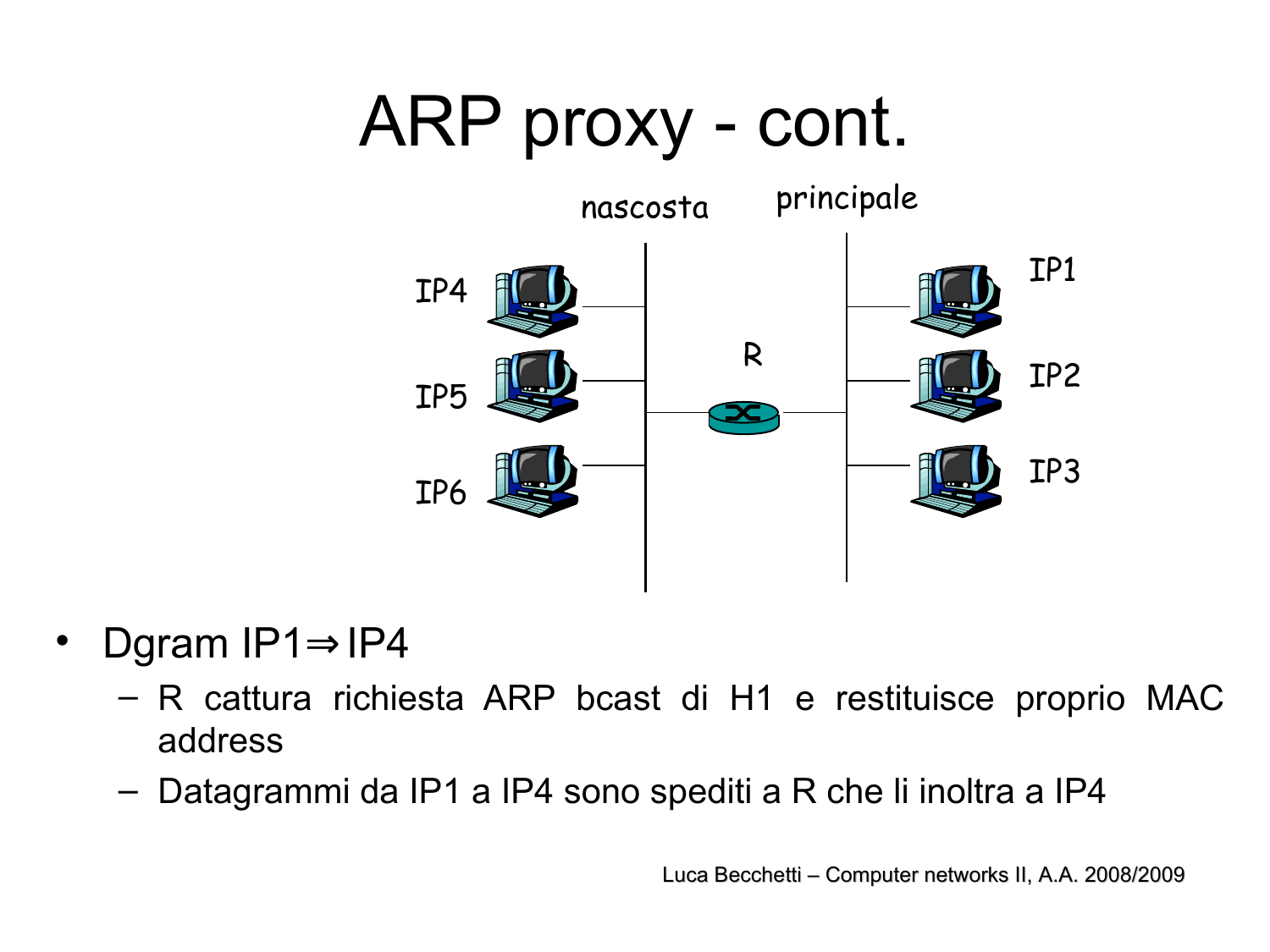# ARP proxy - cont.

- Dgram IP1⇒IP4
  - R cattura richiesta ARP bcast di H1 e restituisce proprio MAC address
  - Datagrammi da IP1 a IP4 sono spediti a R che li inoltra a IP4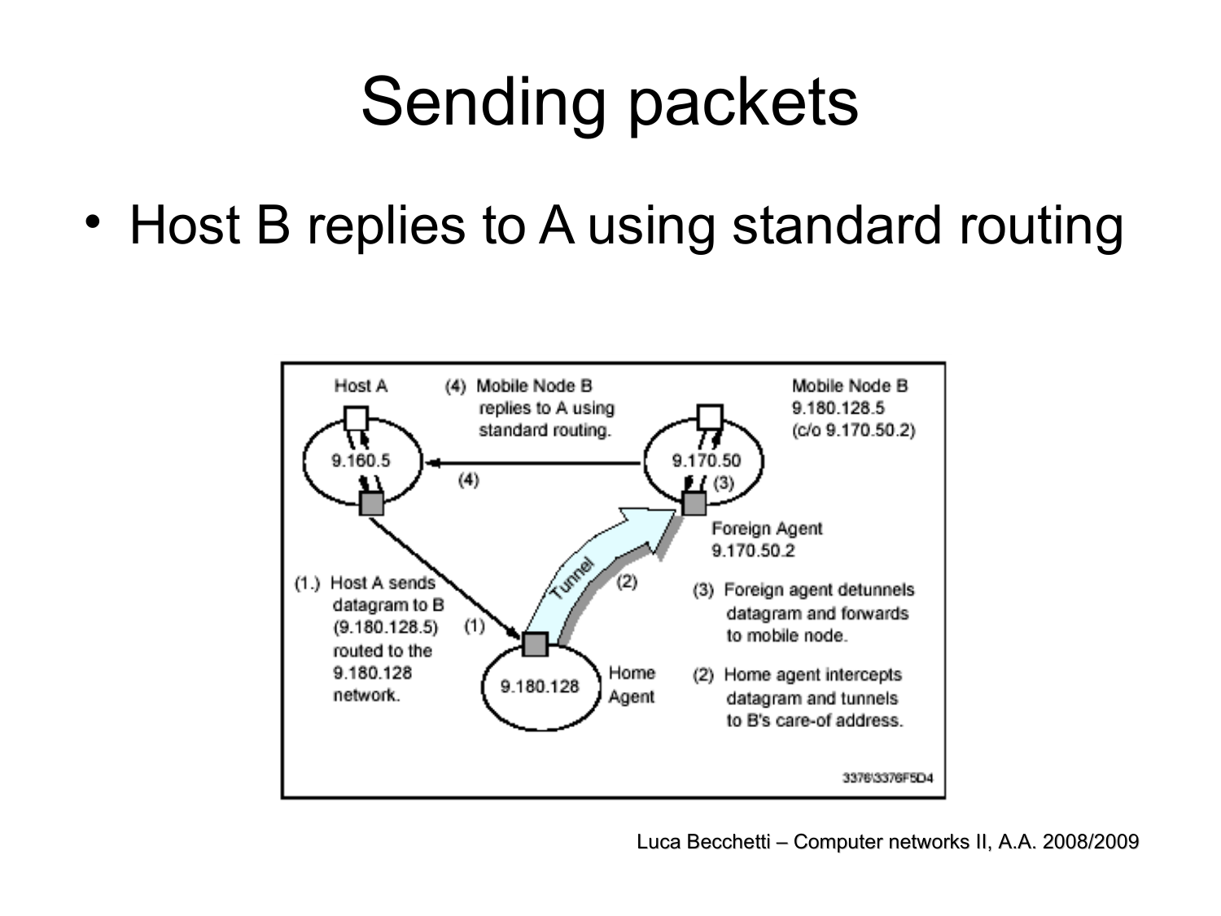# Sending packets

- Host B replies to A using standard routing

Host A

9.160.5

(4) Mobile Node B replies to A using standard routing.

Mobile Node B 9.180.128.5 (c/o 9.170.50.2)

9.170.50

(4)

(3)

Foreign Agent 9.170.50.2

Tunnel

(2)

(1.) Host A sends datagram to B (9.180.128.5) routed to the 9.180.128 network.

(1)

(3) Foreign agent detunnels datagram and forwards to mobile node.

9.180.128

Home Agent

(2) Home agent intercepts datagram and tunnels to B's care-of address.

3376\3376F5D4

Luca Becchetti – Computer networks II, A.A. 2008/2009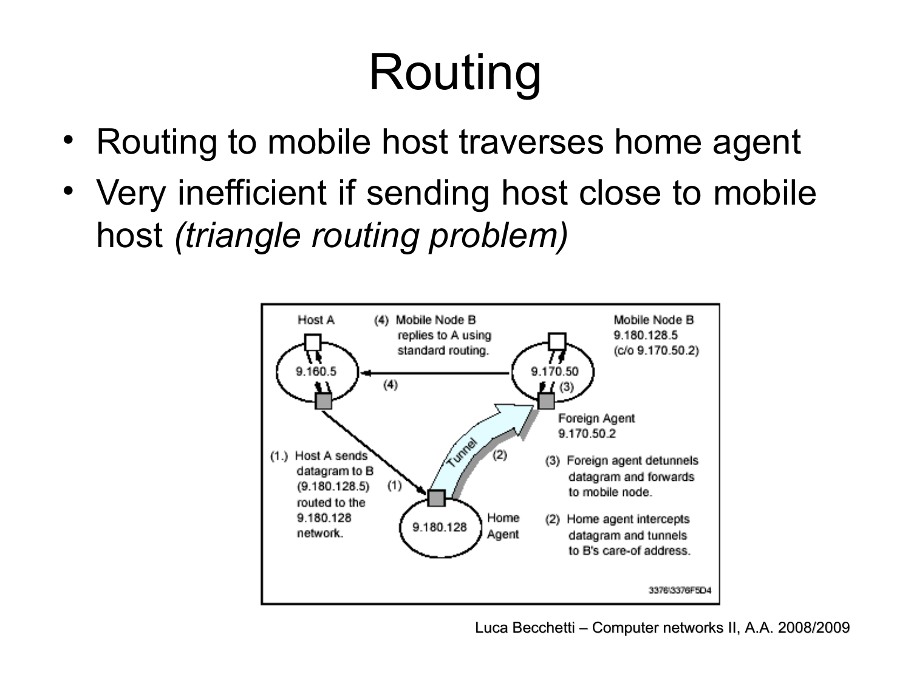# Routing

- Routing to mobile host traverses home agent
- Very inefficient if sending host close to mobile host *(triangle routing problem)*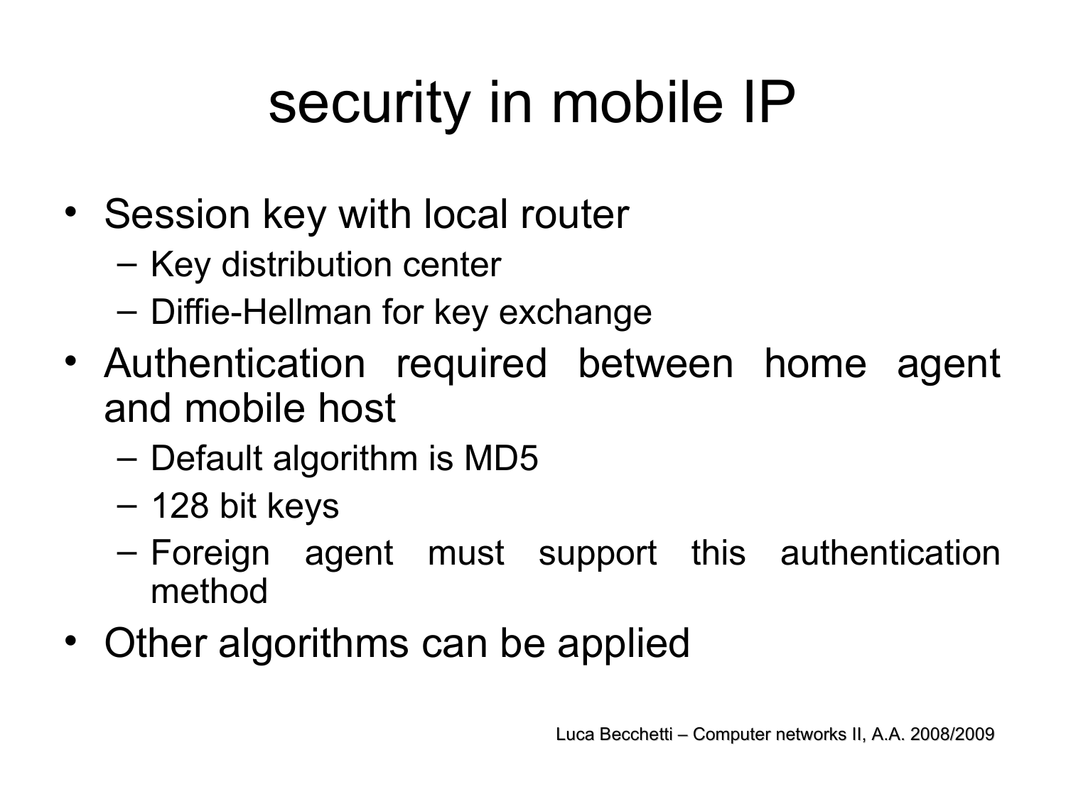# security in mobile IP

- Session key with local router
  - Key distribution center
  - Diffie-Hellman for key exchange
- Authentication required between home agent and mobile host
  - Default algorithm is MD5
  - 128 bit keys
  - Foreign agent must support this authentication method
- Other algorithms can be applied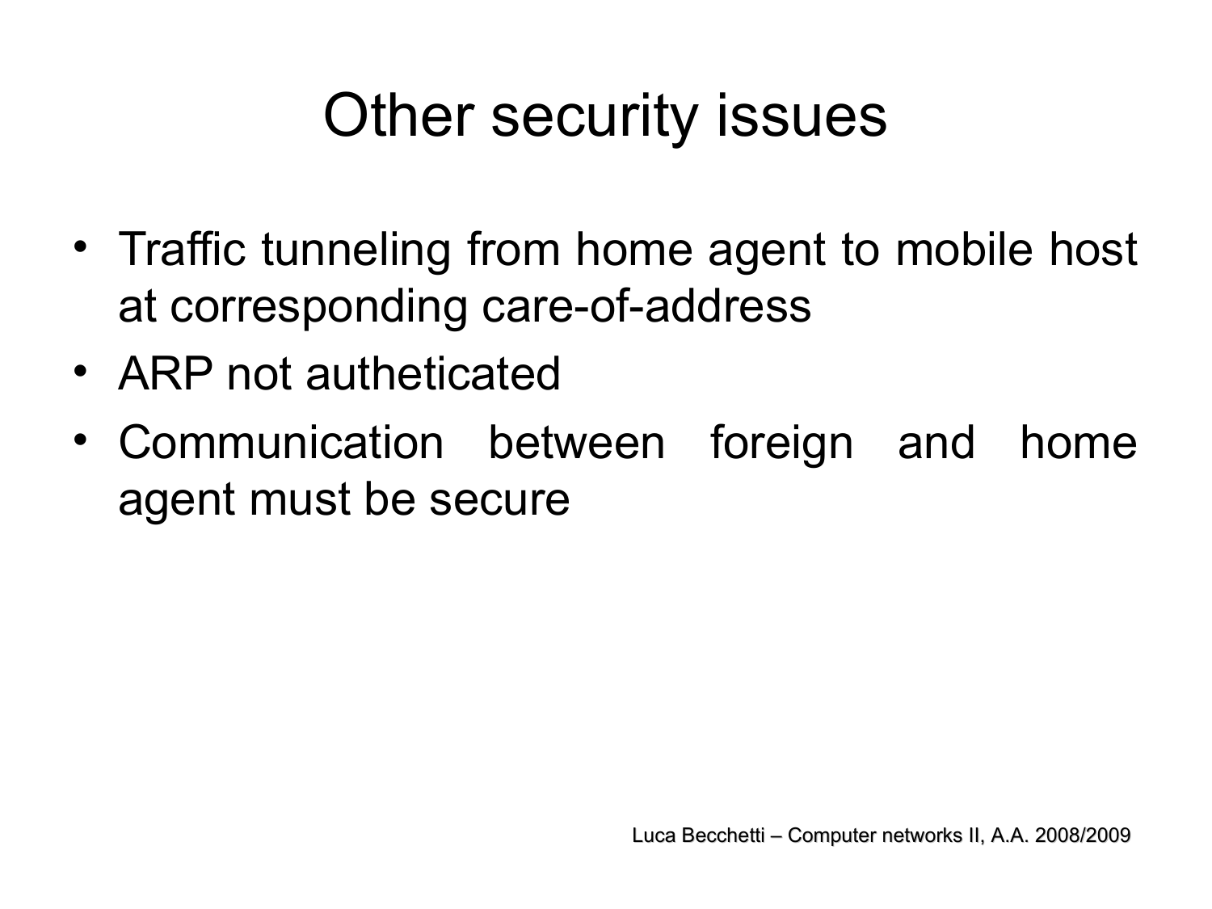# Other security issues

- Traffic tunneling from home agent to mobile host at corresponding care-of-address
- ARP not autheticated
- Communication between foreign and home agent must be secure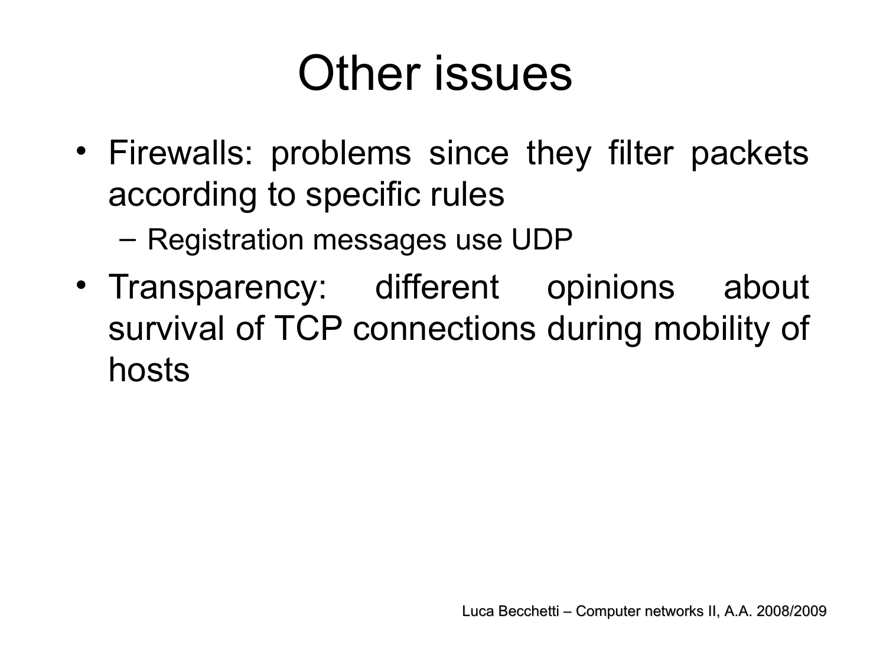# Other issues

- Firewalls: problems since they filter packets according to specific rules
  - Registration messages use UDP
- Transparency: different opinions about survival of TCP connections during mobility of hosts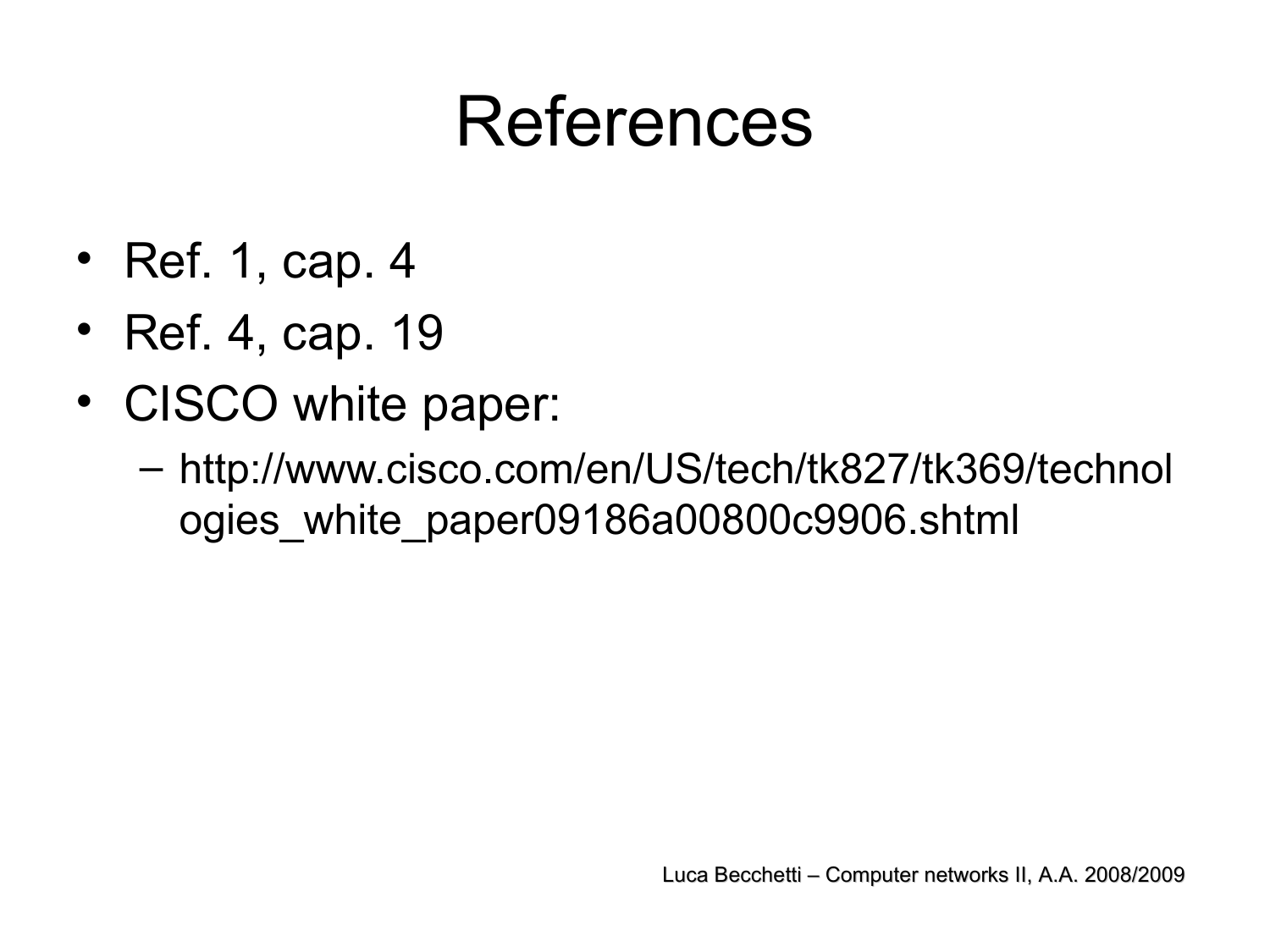# References

- Ref. 1, cap. 4
- Ref. 4, cap. 19
- CISCO white paper:
  - http://www.cisco.com/en/US/tech/tk827/tk369/technologies_white_paper09186a00800c9906.shtml